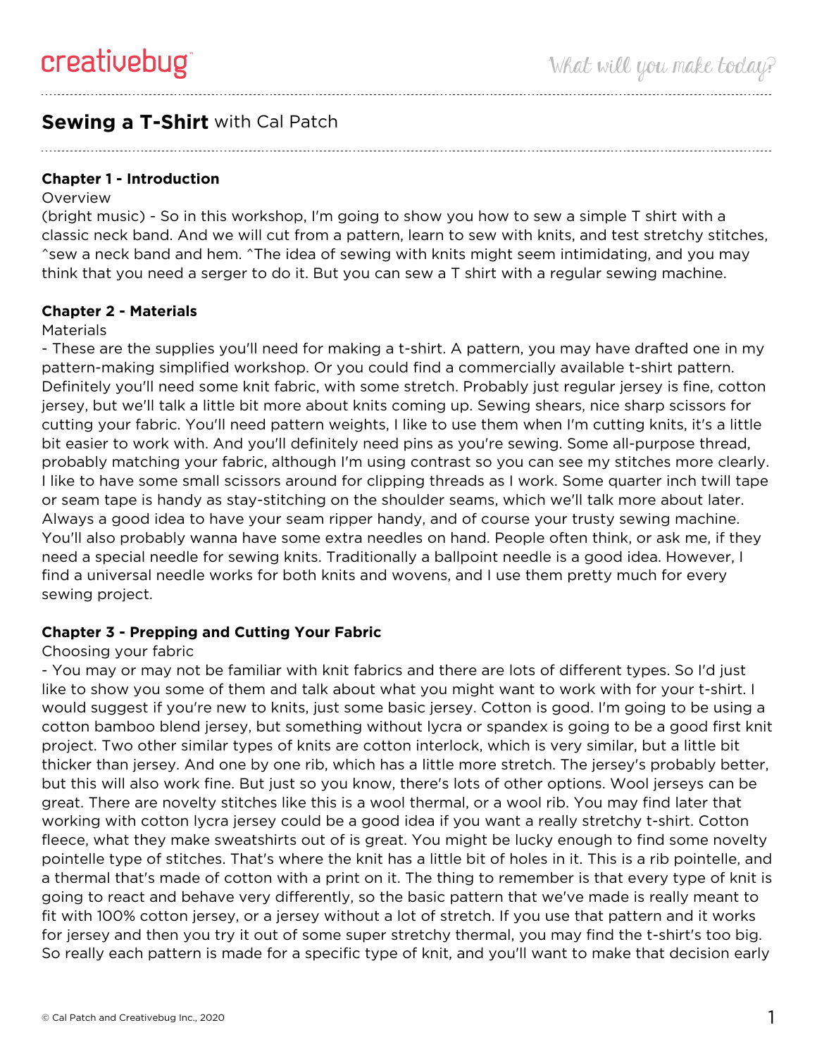# Sewing a T-Shirt with Cal Patch

## Chapter 1 - Introduction

Overview

(bright music) - So in this workshop, I'm going to show you how to sew a simple T shirt with a classic neck band. And we will cut from a pattern, learn to sew with knits, and test stretchy stitches, ^sew a neck band and hem. ^The idea of sewing with knits might seem intimidating, and you may think that you need a serger to do it. But you can sew a T shirt with a regular sewing machine.

## Chapter 2 - Materials

Materials

- These are the supplies you'll need for making a t-shirt. A pattern, you may have drafted one in my pattern-making simplified workshop. Or you could find a commercially available t-shirt pattern. Definitely you'll need some knit fabric, with some stretch. Probably just regular jersey is fine, cotton jersey, but we'll talk a little bit more about knits coming up. Sewing shears, nice sharp scissors for cutting your fabric. You'll need pattern weights, I like to use them when I'm cutting knits, it's a little bit easier to work with. And you'll definitely need pins as you're sewing. Some all-purpose thread, probably matching your fabric, although I'm using contrast so you can see my stitches more clearly. I like to have some small scissors around for clipping threads as I work. Some quarter inch twill tape or seam tape is handy as stay-stitching on the shoulder seams, which we'll talk more about later. Always a good idea to have your seam ripper handy, and of course your trusty sewing machine. You'll also probably wanna have some extra needles on hand. People often think, or ask me, if they need a special needle for sewing knits. Traditionally a ballpoint needle is a good idea. However, I find a universal needle works for both knits and wovens, and I use them pretty much for every sewing project.

## Chapter 3 - Prepping and Cutting Your Fabric

Choosing your fabric

- You may or may not be familiar with knit fabrics and there are lots of different types. So I'd just like to show you some of them and talk about what you might want to work with for your t-shirt. I would suggest if you're new to knits, just some basic jersey. Cotton is good. I'm going to be using a cotton bamboo blend jersey, but something without lycra or spandex is going to be a good first knit project. Two other similar types of knits are cotton interlock, which is very similar, but a little bit thicker than jersey. And one by one rib, which has a little more stretch. The jersey's probably better, but this will also work fine. But just so you know, there's lots of other options. Wool jerseys can be great. There are novelty stitches like this is a wool thermal, or a wool rib. You may find later that working with cotton lycra jersey could be a good idea if you want a really stretchy t-shirt. Cotton fleece, what they make sweatshirts out of is great. You might be lucky enough to find some novelty pointelle type of stitches. That's where the knit has a little bit of holes in it. This is a rib pointelle, and a thermal that's made of cotton with a print on it. The thing to remember is that every type of knit is going to react and behave very differently, so the basic pattern that we've made is really meant to fit with 100% cotton jersey, or a jersey without a lot of stretch. If you use that pattern and it works for jersey and then you try it out of some super stretchy thermal, you may find the t-shirt's too big. So really each pattern is made for a specific type of knit, and you'll want to make that decision early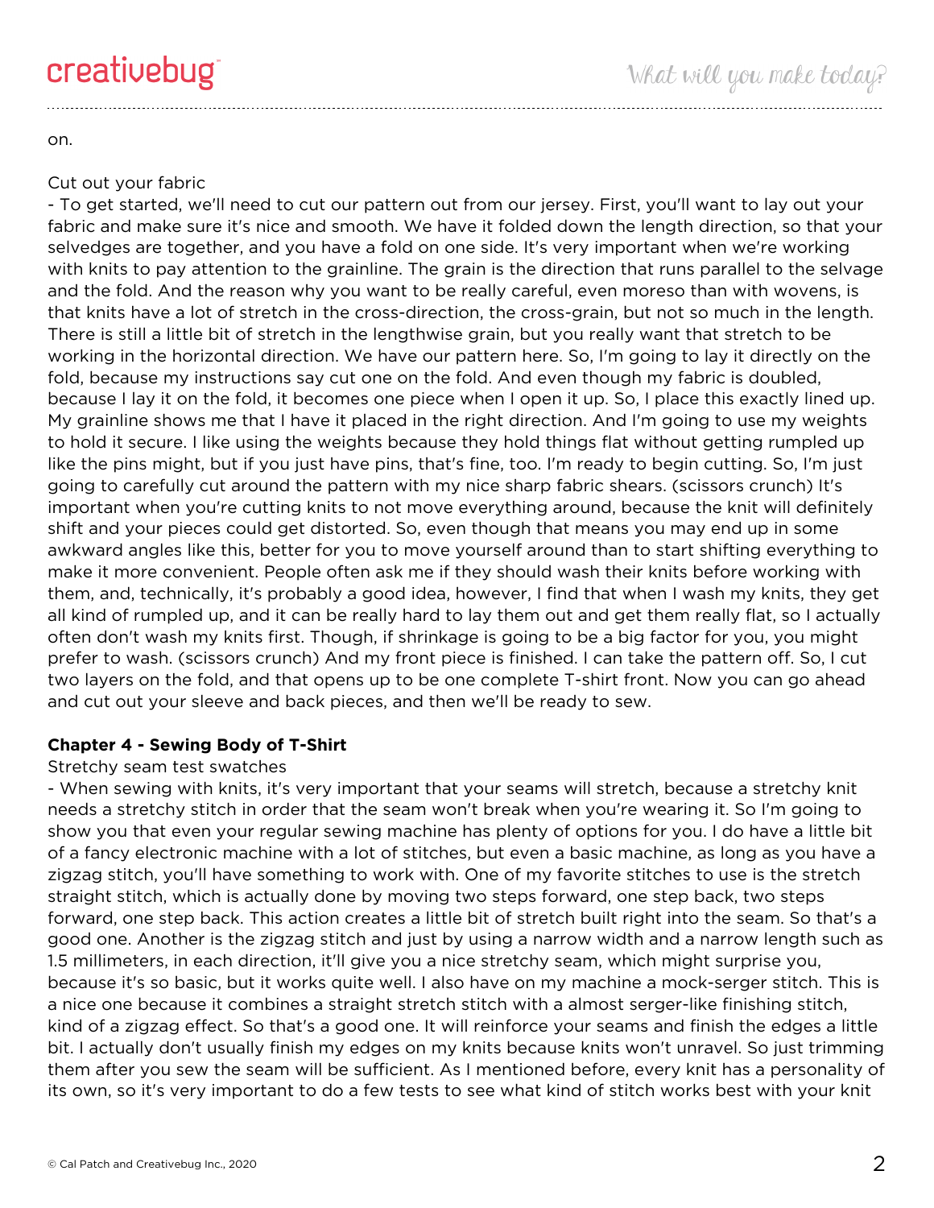on.

Cut out your fabric

- To get started, we'll need to cut our pattern out from our jersey. First, you'll want to lay out your fabric and make sure it's nice and smooth. We have it folded down the length direction, so that your selvedges are together, and you have a fold on one side. It's very important when we're working with knits to pay attention to the grainline. The grain is the direction that runs parallel to the selvage and the fold. And the reason why you want to be really careful, even moreso than with wovens, is that knits have a lot of stretch in the cross-direction, the cross-grain, but not so much in the length. There is still a little bit of stretch in the lengthwise grain, but you really want that stretch to be working in the horizontal direction. We have our pattern here. So, I'm going to lay it directly on the fold, because my instructions say cut one on the fold. And even though my fabric is doubled, because I lay it on the fold, it becomes one piece when I open it up. So, I place this exactly lined up. My grainline shows me that I have it placed in the right direction. And I'm going to use my weights to hold it secure. I like using the weights because they hold things flat without getting rumpled up like the pins might, but if you just have pins, that's fine, too. I'm ready to begin cutting. So, I'm just going to carefully cut around the pattern with my nice sharp fabric shears. (scissors crunch) It's important when you're cutting knits to not move everything around, because the knit will definitely shift and your pieces could get distorted. So, even though that means you may end up in some awkward angles like this, better for you to move yourself around than to start shifting everything to make it more convenient. People often ask me if they should wash their knits before working with them, and, technically, it's probably a good idea, however, I find that when I wash my knits, they get all kind of rumpled up, and it can be really hard to lay them out and get them really flat, so I actually often don't wash my knits first. Though, if shrinkage is going to be a big factor for you, you might prefer to wash. (scissors crunch) And my front piece is finished. I can take the pattern off. So, I cut two layers on the fold, and that opens up to be one complete T-shirt front. Now you can go ahead and cut out your sleeve and back pieces, and then we'll be ready to sew.

**Chapter 4 - Sewing Body of T-Shirt**

Stretchy seam test swatches

- When sewing with knits, it's very important that your seams will stretch, because a stretchy knit needs a stretchy stitch in order that the seam won't break when you're wearing it. So I'm going to show you that even your regular sewing machine has plenty of options for you. I do have a little bit of a fancy electronic machine with a lot of stitches, but even a basic machine, as long as you have a zigzag stitch, you'll have something to work with. One of my favorite stitches to use is the stretch straight stitch, which is actually done by moving two steps forward, one step back, two steps forward, one step back. This action creates a little bit of stretch built right into the seam. So that's a good one. Another is the zigzag stitch and just by using a narrow width and a narrow length such as 1.5 millimeters, in each direction, it'll give you a nice stretchy seam, which might surprise you, because it's so basic, but it works quite well. I also have on my machine a mock-serger stitch. This is a nice one because it combines a straight stretch stitch with a almost serger-like finishing stitch, kind of a zigzag effect. So that's a good one. It will reinforce your seams and finish the edges a little bit. I actually don't usually finish my edges on my knits because knits won't unravel. So just trimming them after you sew the seam will be sufficient. As I mentioned before, every knit has a personality of its own, so it's very important to do a few tests to see what kind of stitch works best with your knit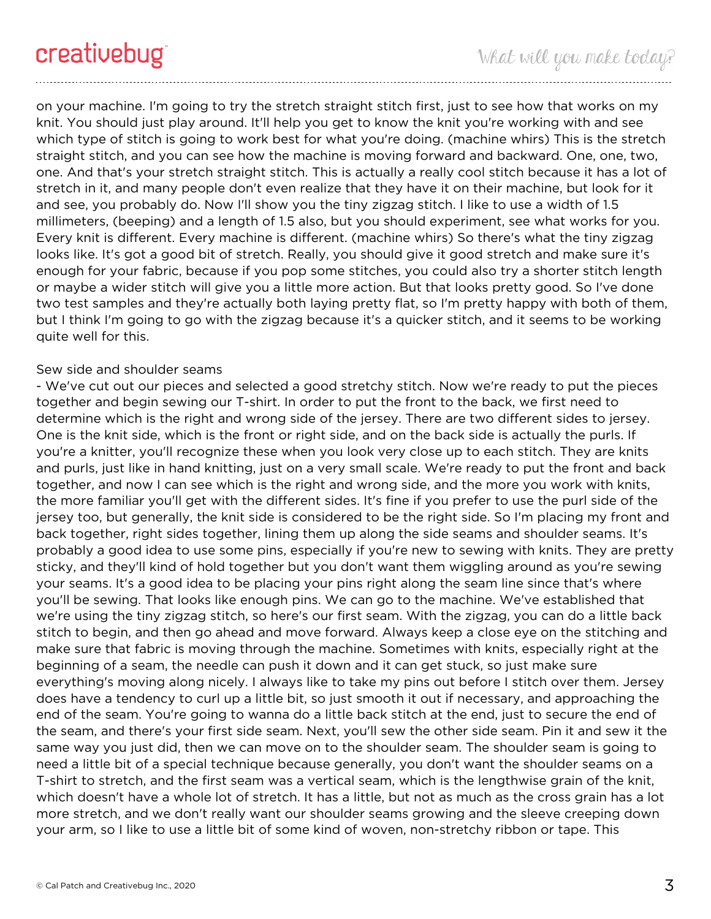on your machine. I'm going to try the stretch straight stitch first, just to see how that works on my knit. You should just play around. It'll help you get to know the knit you're working with and see which type of stitch is going to work best for what you're doing. (machine whirs) This is the stretch straight stitch, and you can see how the machine is moving forward and backward. One, one, two, one. And that's your stretch straight stitch. This is actually a really cool stitch because it has a lot of stretch in it, and many people don't even realize that they have it on their machine, but look for it and see, you probably do. Now I'll show you the tiny zigzag stitch. I like to use a width of 1.5 millimeters, (beeping) and a length of 1.5 also, but you should experiment, see what works for you. Every knit is different. Every machine is different. (machine whirs) So there's what the tiny zigzag looks like. It's got a good bit of stretch. Really, you should give it good stretch and make sure it's enough for your fabric, because if you pop some stitches, you could also try a shorter stitch length or maybe a wider stitch will give you a little more action. But that looks pretty good. So I've done two test samples and they're actually both laying pretty flat, so I'm pretty happy with both of them, but I think I'm going to go with the zigzag because it's a quicker stitch, and it seems to be working quite well for this.

Sew side and shoulder seams

- We've cut out our pieces and selected a good stretchy stitch. Now we're ready to put the pieces together and begin sewing our T-shirt. In order to put the front to the back, we first need to determine which is the right and wrong side of the jersey. There are two different sides to jersey. One is the knit side, which is the front or right side, and on the back side is actually the purls. If you're a knitter, you'll recognize these when you look very close up to each stitch. They are knits and purls, just like in hand knitting, just on a very small scale. We're ready to put the front and back together, and now I can see which is the right and wrong side, and the more you work with knits, the more familiar you'll get with the different sides. It's fine if you prefer to use the purl side of the jersey too, but generally, the knit side is considered to be the right side. So I'm placing my front and back together, right sides together, lining them up along the side seams and shoulder seams. It's probably a good idea to use some pins, especially if you're new to sewing with knits. They are pretty sticky, and they'll kind of hold together but you don't want them wiggling around as you're sewing your seams. It's a good idea to be placing your pins right along the seam line since that's where you'll be sewing. That looks like enough pins. We can go to the machine. We've established that we're using the tiny zigzag stitch, so here's our first seam. With the zigzag, you can do a little back stitch to begin, and then go ahead and move forward. Always keep a close eye on the stitching and make sure that fabric is moving through the machine. Sometimes with knits, especially right at the beginning of a seam, the needle can push it down and it can get stuck, so just make sure everything's moving along nicely. I always like to take my pins out before I stitch over them. Jersey does have a tendency to curl up a little bit, so just smooth it out if necessary, and approaching the end of the seam. You're going to wanna do a little back stitch at the end, just to secure the end of the seam, and there's your first side seam. Next, you'll sew the other side seam. Pin it and sew it the same way you just did, then we can move on to the shoulder seam. The shoulder seam is going to need a little bit of a special technique because generally, you don't want the shoulder seams on a T-shirt to stretch, and the first seam was a vertical seam, which is the lengthwise grain of the knit, which doesn't have a whole lot of stretch. It has a little, but not as much as the cross grain has a lot more stretch, and we don't really want our shoulder seams growing and the sleeve creeping down your arm, so I like to use a little bit of some kind of woven, non-stretchy ribbon or tape. This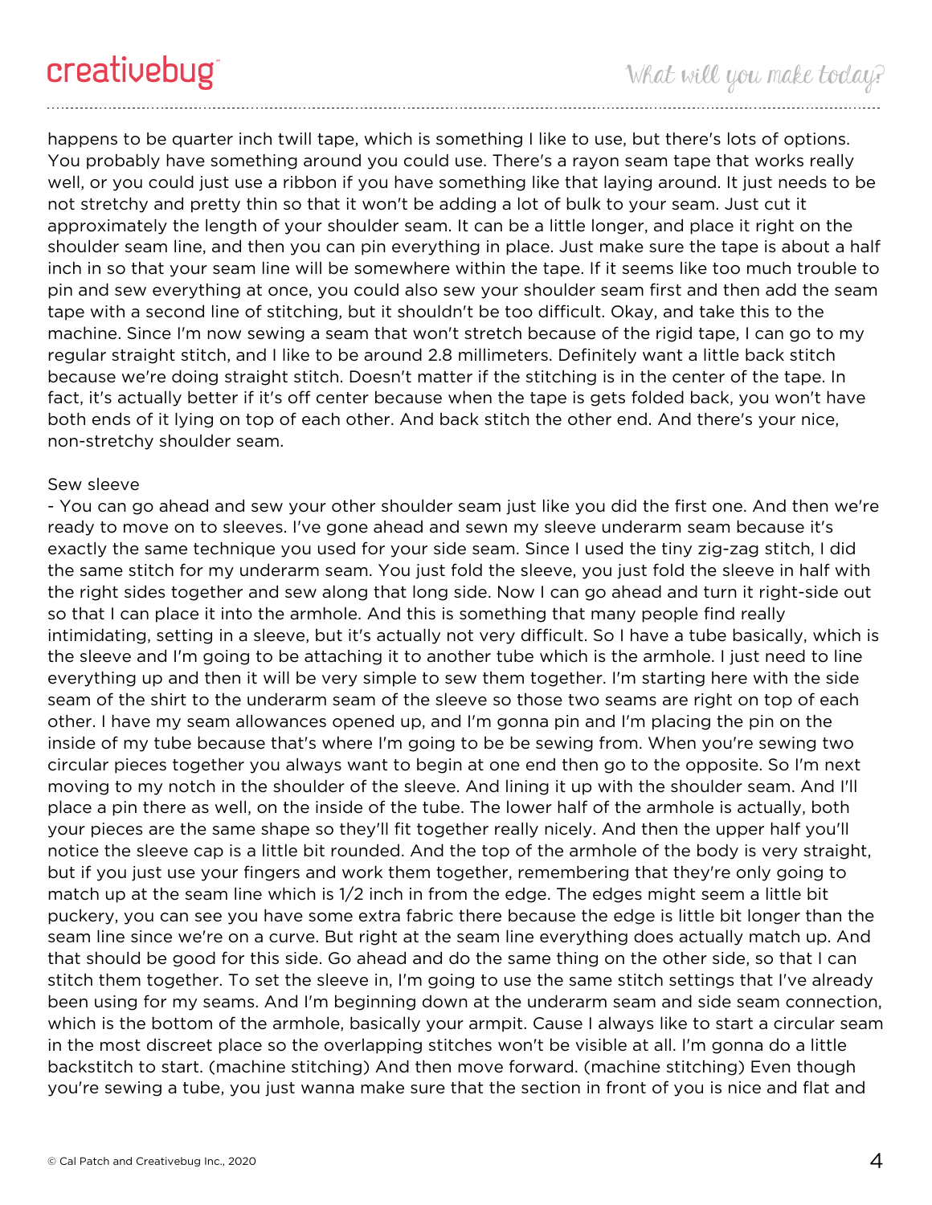happens to be quarter inch twill tape, which is something I like to use, but there's lots of options. You probably have something around you could use. There's a rayon seam tape that works really well, or you could just use a ribbon if you have something like that laying around. It just needs to be not stretchy and pretty thin so that it won't be adding a lot of bulk to your seam. Just cut it approximately the length of your shoulder seam. It can be a little longer, and place it right on the shoulder seam line, and then you can pin everything in place. Just make sure the tape is about a half inch in so that your seam line will be somewhere within the tape. If it seems like too much trouble to pin and sew everything at once, you could also sew your shoulder seam first and then add the seam tape with a second line of stitching, but it shouldn't be too difficult. Okay, and take this to the machine. Since I'm now sewing a seam that won't stretch because of the rigid tape, I can go to my regular straight stitch, and I like to be around 2.8 millimeters. Definitely want a little back stitch because we're doing straight stitch. Doesn't matter if the stitching is in the center of the tape. In fact, it's actually better if it's off center because when the tape is gets folded back, you won't have both ends of it lying on top of each other. And back stitch the other end. And there's your nice, non-stretchy shoulder seam.

Sew sleeve

- You can go ahead and sew your other shoulder seam just like you did the first one. And then we're ready to move on to sleeves. I've gone ahead and sewn my sleeve underarm seam because it's exactly the same technique you used for your side seam. Since I used the tiny zig-zag stitch, I did the same stitch for my underarm seam. You just fold the sleeve, you just fold the sleeve in half with the right sides together and sew along that long side. Now I can go ahead and turn it right-side out so that I can place it into the armhole. And this is something that many people find really intimidating, setting in a sleeve, but it's actually not very difficult. So I have a tube basically, which is the sleeve and I'm going to be attaching it to another tube which is the armhole. I just need to line everything up and then it will be very simple to sew them together. I'm starting here with the side seam of the shirt to the underarm seam of the sleeve so those two seams are right on top of each other. I have my seam allowances opened up, and I'm gonna pin and I'm placing the pin on the inside of my tube because that's where I'm going to be be sewing from. When you're sewing two circular pieces together you always want to begin at one end then go to the opposite. So I'm next moving to my notch in the shoulder of the sleeve. And lining it up with the shoulder seam. And I'll place a pin there as well, on the inside of the tube. The lower half of the armhole is actually, both your pieces are the same shape so they'll fit together really nicely. And then the upper half you'll notice the sleeve cap is a little bit rounded. And the top of the armhole of the body is very straight, but if you just use your fingers and work them together, remembering that they're only going to match up at the seam line which is 1/2 inch in from the edge. The edges might seem a little bit puckery, you can see you have some extra fabric there because the edge is little bit longer than the seam line since we're on a curve. But right at the seam line everything does actually match up. And that should be good for this side. Go ahead and do the same thing on the other side, so that I can stitch them together. To set the sleeve in, I'm going to use the same stitch settings that I've already been using for my seams. And I'm beginning down at the underarm seam and side seam connection, which is the bottom of the armhole, basically your armpit. Cause I always like to start a circular seam in the most discreet place so the overlapping stitches won't be visible at all. I'm gonna do a little backstitch to start. (machine stitching) And then move forward. (machine stitching) Even though you're sewing a tube, you just wanna make sure that the section in front of you is nice and flat and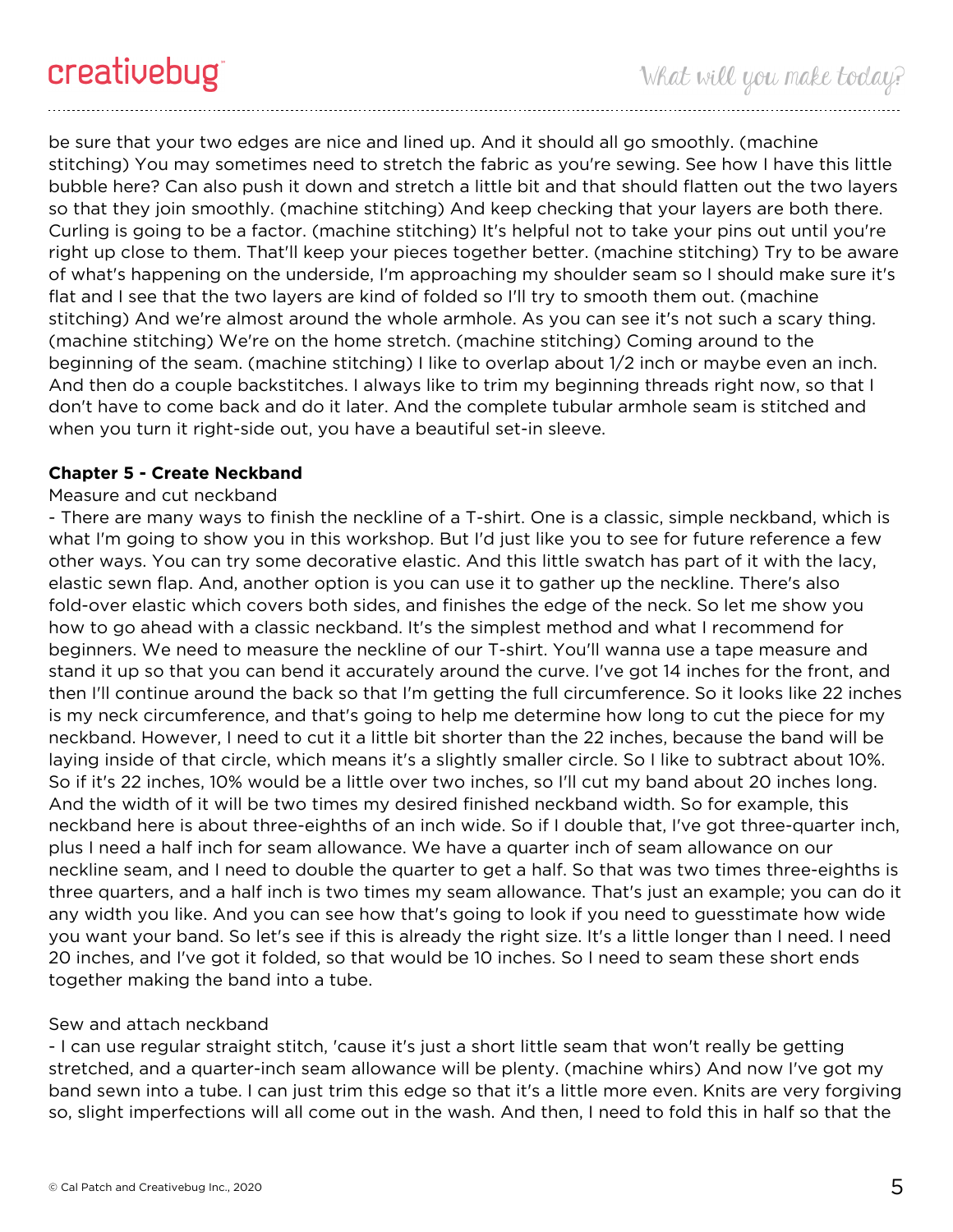be sure that your two edges are nice and lined up. And it should all go smoothly. (machine stitching) You may sometimes need to stretch the fabric as you're sewing. See how I have this little bubble here? Can also push it down and stretch a little bit and that should flatten out the two layers so that they join smoothly. (machine stitching) And keep checking that your layers are both there. Curling is going to be a factor. (machine stitching) It's helpful not to take your pins out until you're right up close to them. That'll keep your pieces together better. (machine stitching) Try to be aware of what's happening on the underside, I'm approaching my shoulder seam so I should make sure it's flat and I see that the two layers are kind of folded so I'll try to smooth them out. (machine stitching) And we're almost around the whole armhole. As you can see it's not such a scary thing. (machine stitching) We're on the home stretch. (machine stitching) Coming around to the beginning of the seam. (machine stitching) I like to overlap about 1/2 inch or maybe even an inch. And then do a couple backstitches. I always like to trim my beginning threads right now, so that I don't have to come back and do it later. And the complete tubular armhole seam is stitched and when you turn it right-side out, you have a beautiful set-in sleeve.

**Chapter 5 - Create Neckband**

Measure and cut neckband

- There are many ways to finish the neckline of a T-shirt. One is a classic, simple neckband, which is what I'm going to show you in this workshop. But I'd just like you to see for future reference a few other ways. You can try some decorative elastic. And this little swatch has part of it with the lacy, elastic sewn flap. And, another option is you can use it to gather up the neckline. There's also fold-over elastic which covers both sides, and finishes the edge of the neck. So let me show you how to go ahead with a classic neckband. It's the simplest method and what I recommend for beginners. We need to measure the neckline of our T-shirt. You'll wanna use a tape measure and stand it up so that you can bend it accurately around the curve. I've got 14 inches for the front, and then I'll continue around the back so that I'm getting the full circumference. So it looks like 22 inches is my neck circumference, and that's going to help me determine how long to cut the piece for my neckband. However, I need to cut it a little bit shorter than the 22 inches, because the band will be laying inside of that circle, which means it's a slightly smaller circle. So I like to subtract about 10%. So if it's 22 inches, 10% would be a little over two inches, so I'll cut my band about 20 inches long. And the width of it will be two times my desired finished neckband width. So for example, this neckband here is about three-eighths of an inch wide. So if I double that, I've got three-quarter inch, plus I need a half inch for seam allowance. We have a quarter inch of seam allowance on our neckline seam, and I need to double the quarter to get a half. So that was two times three-eighths is three quarters, and a half inch is two times my seam allowance. That's just an example; you can do it any width you like. And you can see how that's going to look if you need to guesstimate how wide you want your band. So let's see if this is already the right size. It's a little longer than I need. I need 20 inches, and I've got it folded, so that would be 10 inches. So I need to seam these short ends together making the band into a tube.

Sew and attach neckband

- I can use regular straight stitch, 'cause it's just a short little seam that won't really be getting stretched, and a quarter-inch seam allowance will be plenty. (machine whirs) And now I've got my band sewn into a tube. I can just trim this edge so that it's a little more even. Knits are very forgiving so, slight imperfections will all come out in the wash. And then, I need to fold this in half so that the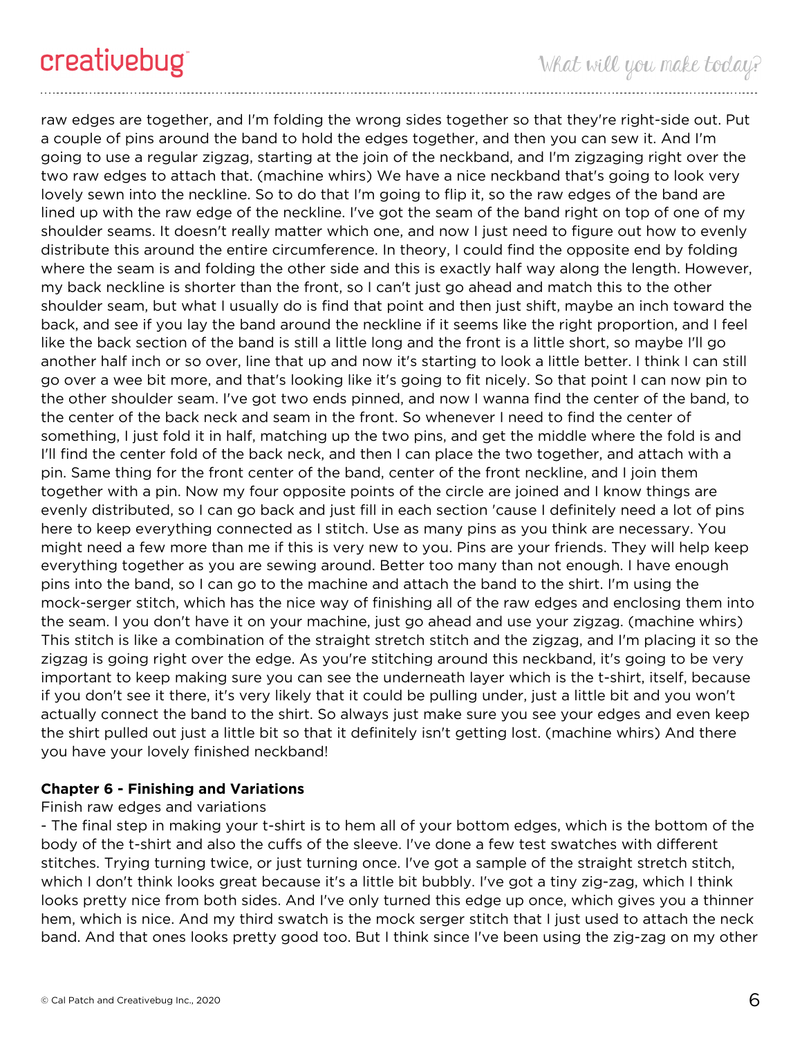raw edges are together, and I'm folding the wrong sides together so that they're right-side out. Put a couple of pins around the band to hold the edges together, and then you can sew it. And I'm going to use a regular zigzag, starting at the join of the neckband, and I'm zigzaging right over the two raw edges to attach that. (machine whirs) We have a nice neckband that's going to look very lovely sewn into the neckline. So to do that I'm going to flip it, so the raw edges of the band are lined up with the raw edge of the neckline. I've got the seam of the band right on top of one of my shoulder seams. It doesn't really matter which one, and now I just need to figure out how to evenly distribute this around the entire circumference. In theory, I could find the opposite end by folding where the seam is and folding the other side and this is exactly half way along the length. However, my back neckline is shorter than the front, so I can't just go ahead and match this to the other shoulder seam, but what I usually do is find that point and then just shift, maybe an inch toward the back, and see if you lay the band around the neckline if it seems like the right proportion, and I feel like the back section of the band is still a little long and the front is a little short, so maybe I'll go another half inch or so over, line that up and now it's starting to look a little better. I think I can still go over a wee bit more, and that's looking like it's going to fit nicely. So that point I can now pin to the other shoulder seam. I've got two ends pinned, and now I wanna find the center of the band, to the center of the back neck and seam in the front. So whenever I need to find the center of something, I just fold it in half, matching up the two pins, and get the middle where the fold is and I'll find the center fold of the back neck, and then I can place the two together, and attach with a pin. Same thing for the front center of the band, center of the front neckline, and I join them together with a pin. Now my four opposite points of the circle are joined and I know things are evenly distributed, so I can go back and just fill in each section 'cause I definitely need a lot of pins here to keep everything connected as I stitch. Use as many pins as you think are necessary. You might need a few more than me if this is very new to you. Pins are your friends. They will help keep everything together as you are sewing around. Better too many than not enough. I have enough pins into the band, so I can go to the machine and attach the band to the shirt. I'm using the mock-serger stitch, which has the nice way of finishing all of the raw edges and enclosing them into the seam. I you don't have it on your machine, just go ahead and use your zigzag. (machine whirs) This stitch is like a combination of the straight stretch stitch and the zigzag, and I'm placing it so the zigzag is going right over the edge. As you're stitching around this neckband, it's going to be very important to keep making sure you can see the underneath layer which is the t-shirt, itself, because if you don't see it there, it's very likely that it could be pulling under, just a little bit and you won't actually connect the band to the shirt. So always just make sure you see your edges and even keep the shirt pulled out just a little bit so that it definitely isn't getting lost. (machine whirs) And there you have your lovely finished neckband!

**Chapter 6 - Finishing and Variations**

Finish raw edges and variations

- The final step in making your t-shirt is to hem all of your bottom edges, which is the bottom of the body of the t-shirt and also the cuffs of the sleeve. I've done a few test swatches with different stitches. Trying turning twice, or just turning once. I've got a sample of the straight stretch stitch, which I don't think looks great because it's a little bit bubbly. I've got a tiny zig-zag, which I think looks pretty nice from both sides. And I've only turned this edge up once, which gives you a thinner hem, which is nice. And my third swatch is the mock serger stitch that I just used to attach the neck band. And that ones looks pretty good too. But I think since I've been using the zig-zag on my other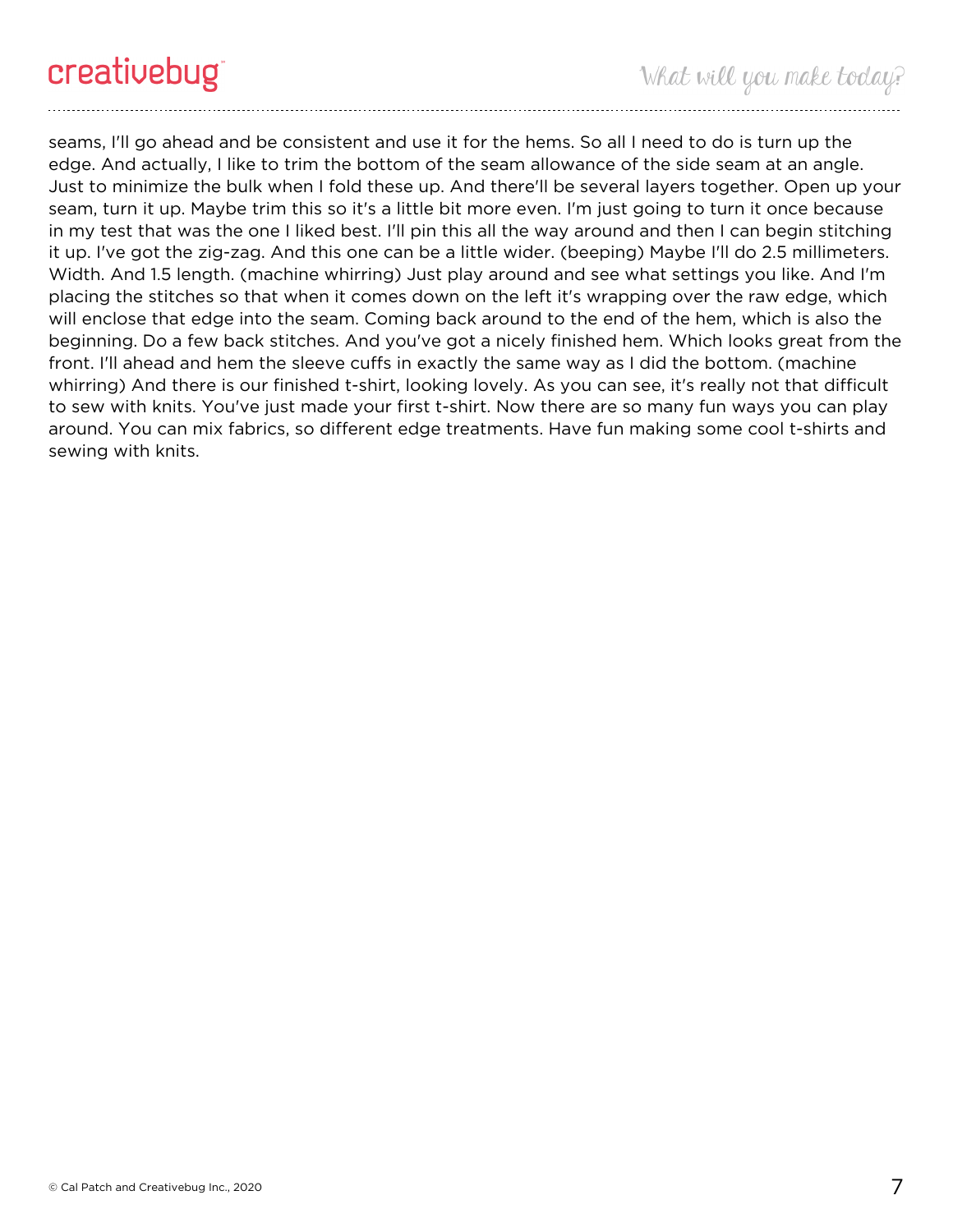seams, I'll go ahead and be consistent and use it for the hems. So all I need to do is turn up the edge. And actually, I like to trim the bottom of the seam allowance of the side seam at an angle. Just to minimize the bulk when I fold these up. And there'll be several layers together. Open up your seam, turn it up. Maybe trim this so it's a little bit more even. I'm just going to turn it once because in my test that was the one I liked best. I'll pin this all the way around and then I can begin stitching it up. I've got the zig-zag. And this one can be a little wider. (beeping) Maybe I'll do 2.5 millimeters. Width. And 1.5 length. (machine whirring) Just play around and see what settings you like. And I'm placing the stitches so that when it comes down on the left it's wrapping over the raw edge, which will enclose that edge into the seam. Coming back around to the end of the hem, which is also the beginning. Do a few back stitches. And you've got a nicely finished hem. Which looks great from the front. I'll ahead and hem the sleeve cuffs in exactly the same way as I did the bottom. (machine whirring) And there is our finished t-shirt, looking lovely. As you can see, it's really not that difficult to sew with knits. You've just made your first t-shirt. Now there are so many fun ways you can play around. You can mix fabrics, so different edge treatments. Have fun making some cool t-shirts and sewing with knits.